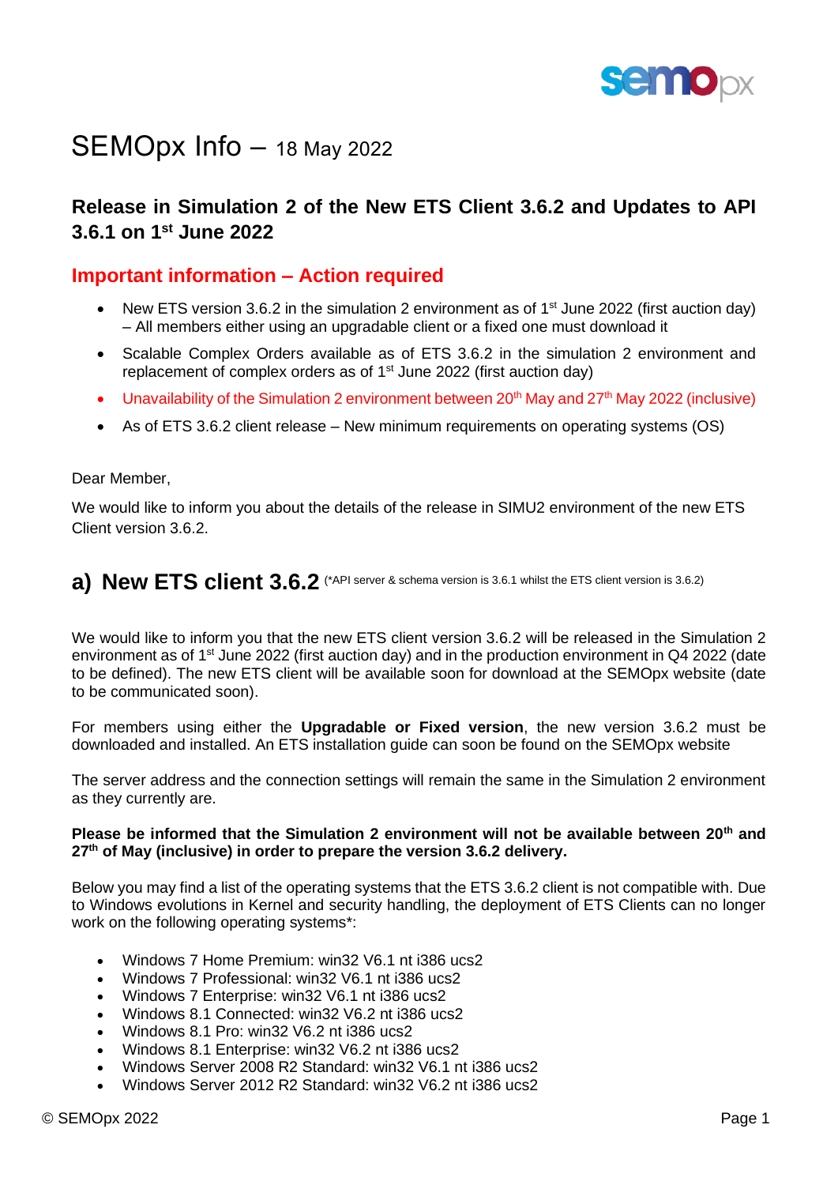# SEMOpx Info – 18 May 2022

## Release in Simulation 2 of the New ETS Client 3.6.2 and Updates to API 3.6.1 on 1st June 2022

### Important information – Action required

- New ETS version 3.6.2 in the simulation 2 environment as of 1st June 2022 (first auction day) – All members either using an upgradable client or a fixed one must download it
- Scalable Complex Orders available as of ETS 3.6.2 in the simulation 2 environment and replacement of complex orders as of 1st June 2022 (first auction day)
- Unavailability of the Simulation 2 environment between 20th May and 27th May 2022 (inclusive)
- As of ETS 3.6.2 client release – New minimum requirements on operating systems (OS)

Dear Member,

We would like to inform you about the details of the release in SIMU2 environment of the new ETS Client version 3.6.2.

## a) New ETS client 3.6.2 (*API server & schema version is 3.6.1 whilst the ETS client version is 3.6.2)

We would like to inform you that the new ETS client version 3.6.2 will be released in the Simulation 2 environment as of 1st June 2022 (first auction day) and in the production environment in Q4 2022 (date to be defined). The new ETS client will be available soon for download at the SEMOpx website (date to be communicated soon).

For members using either the **Upgradable or Fixed version**, the new version 3.6.2 must be downloaded and installed. An ETS installation guide can soon be found on the SEMOpx website

The server address and the connection settings will remain the same in the Simulation 2 environment as they currently are.

**Please be informed that the Simulation 2 environment will not be available between 20th and 27th of May (inclusive) in order to prepare the version 3.6.2 delivery.**

Below you may find a list of the operating systems that the ETS 3.6.2 client is not compatible with. Due to Windows evolutions in Kernel and security handling, the deployment of ETS Clients can no longer work on the following operating systems*:

- Windows 7 Home Premium: win32 V6.1 nt i386 ucs2
- Windows 7 Professional: win32 V6.1 nt i386 ucs2
- Windows 7 Enterprise: win32 V6.1 nt i386 ucs2
- Windows 8.1 Connected: win32 V6.2 nt i386 ucs2
- Windows 8.1 Pro: win32 V6.2 nt i386 ucs2
- Windows 8.1 Enterprise: win32 V6.2 nt i386 ucs2
- Windows Server 2008 R2 Standard: win32 V6.1 nt i386 ucs2
- Windows Server 2012 R2 Standard: win32 V6.2 nt i386 ucs2

© SEMOpx 2022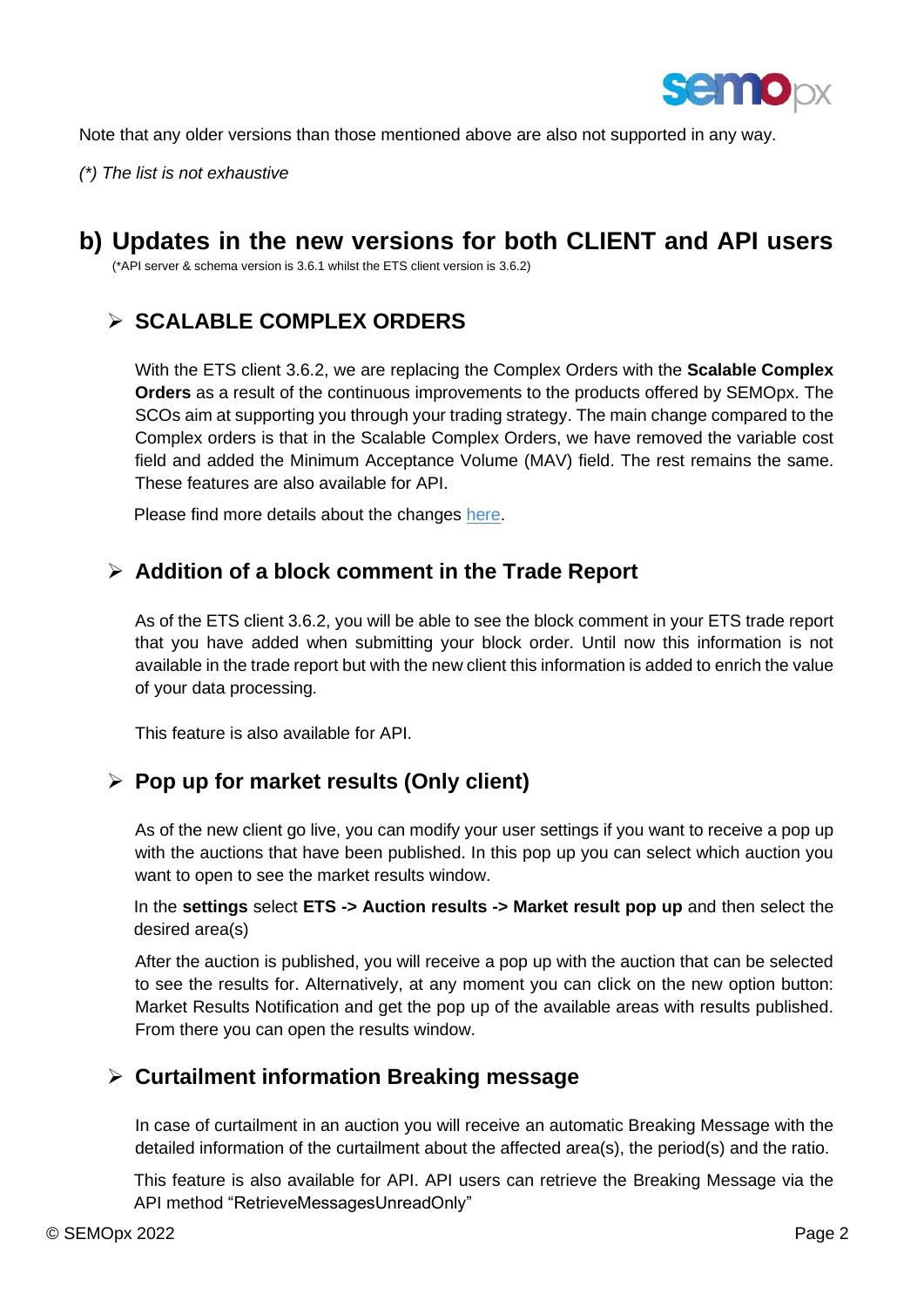Note that any older versions than those mentioned above are also not supported in any way.

*(\*) The list is not exhaustive*

## b) Updates in the new versions for both CLIENT and API users

(\*API server & schema version is 3.6.1 whilst the ETS client version is 3.6.2)

### ➢ SCALABLE COMPLEX ORDERS

With the ETS client 3.6.2, we are replacing the Complex Orders with the **Scalable Complex Orders** as a result of the continuous improvements to the products offered by SEMOpx. The SCOs aim at supporting you through your trading strategy. The main change compared to the Complex orders is that in the Scalable Complex Orders, we have removed the variable cost field and added the Minimum Acceptance Volume (MAV) field. The rest remains the same. These features are also available for API.

Please find more details about the changes here.

### ➢ Addition of a block comment in the Trade Report

As of the ETS client 3.6.2, you will be able to see the block comment in your ETS trade report that you have added when submitting your block order. Until now this information is not available in the trade report but with the new client this information is added to enrich the value of your data processing.

This feature is also available for API.

### ➢ Pop up for market results (Only client)

As of the new client go live, you can modify your user settings if you want to receive a pop up with the auctions that have been published. In this pop up you can select which auction you want to open to see the market results window.

In the **settings** select **ETS -> Auction results -> Market result pop up** and then select the desired area(s)

After the auction is published, you will receive a pop up with the auction that can be selected to see the results for. Alternatively, at any moment you can click on the new option button: Market Results Notification and get the pop up of the available areas with results published. From there you can open the results window.

### ➢ Curtailment information Breaking message

In case of curtailment in an auction you will receive an automatic Breaking Message with the detailed information of the curtailment about the affected area(s), the period(s) and the ratio.

This feature is also available for API. API users can retrieve the Breaking Message via the API method "RetrieveMessagesUnreadOnly"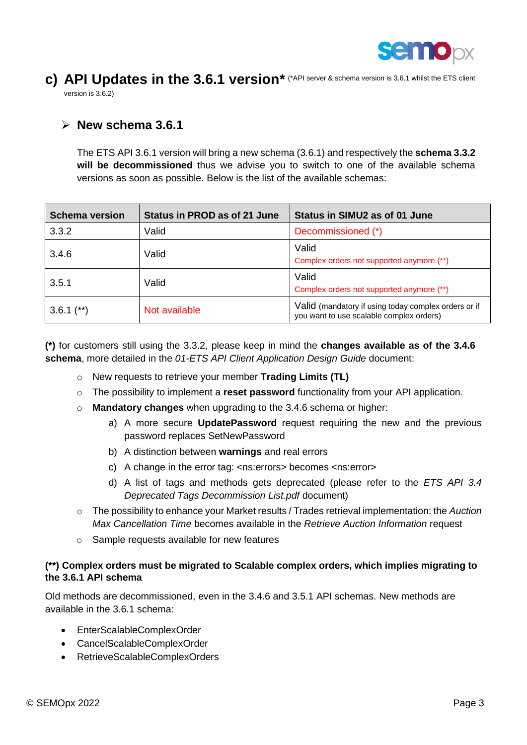## c) API Updates in the 3.6.1 version* (*API server & schema version is 3.6.1 whilst the ETS client version is 3.6.2)

### ➢ New schema 3.6.1

The ETS API 3.6.1 version will bring a new schema (3.6.1) and respectively the **schema 3.3.2 will be decommissioned** thus we advise you to switch to one of the available schema versions as soon as possible. Below is the list of the available schemas:

| Schema version | Status in PROD as of 21 June | Status in SIMU2 as of 01 June |
|---|---|---|
| 3.3.2 | Valid | Decommissioned (*) |
| 3.4.6 | Valid | Valid<br>Complex orders not supported anymore (**) |
| 3.5.1 | Valid | Valid<br>Complex orders not supported anymore (**) |
| 3.6.1 (**) | Not available | Valid (mandatory if using today complex orders or if you want to use scalable complex orders) |

**(*)** for customers still using the 3.3.2, please keep in mind the **changes available as of the 3.4.6 schema**, more detailed in the *01-ETS API Client Application Design Guide* document:

- New requests to retrieve your member **Trading Limits (TL)**
- The possibility to implement a **reset password** functionality from your API application.
- **Mandatory changes** when upgrading to the 3.4.6 schema or higher:
  a) A more secure **UpdatePassword** request requiring the new and the previous password replaces SetNewPassword
  b) A distinction between **warnings** and real errors
  c) A change in the error tag: <ns:errors> becomes <ns:error>
  d) A list of tags and methods gets deprecated (please refer to the *ETS API 3.4 Deprecated Tags Decommission List.pdf* document)
- The possibility to enhance your Market results / Trades retrieval implementation: the *Auction Max Cancellation Time* becomes available in the *Retrieve Auction Information* request
- Sample requests available for new features

**(**) Complex orders must be migrated to Scalable complex orders, which implies migrating to the 3.6.1 API schema**

Old methods are decommissioned, even in the 3.4.6 and 3.5.1 API schemas. New methods are available in the 3.6.1 schema:

- EnterScalableComplexOrder
- CancelScalableComplexOrder
- RetrieveScalableComplexOrders

© SEMOpx 2022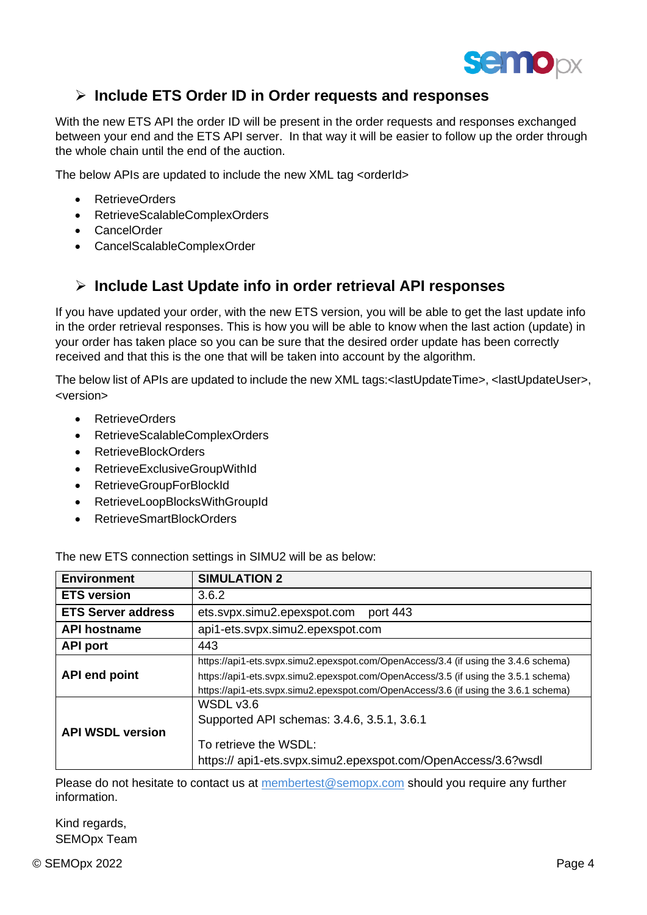## ➢ Include ETS Order ID in Order requests and responses

With the new ETS API the order ID will be present in the order requests and responses exchanged between your end and the ETS API server. In that way it will be easier to follow up the order through the whole chain until the end of the auction.

The below APIs are updated to include the new XML tag <orderId>

- RetrieveOrders
- RetrieveScalableComplexOrders
- CancelOrder
- CancelScalableComplexOrder

## ➢ Include Last Update info in order retrieval API responses

If you have updated your order, with the new ETS version, you will be able to get the last update info in the order retrieval responses. This is how you will be able to know when the last action (update) in your order has taken place so you can be sure that the desired order update has been correctly received and that this is the one that will be taken into account by the algorithm.

The below list of APIs are updated to include the new XML tags:<lastUpdateTime>, <lastUpdateUser>, <version>

- RetrieveOrders
- RetrieveScalableComplexOrders
- RetrieveBlockOrders
- RetrieveExclusiveGroupWithId
- RetrieveGroupForBlockId
- RetrieveLoopBlocksWithGroupId
- RetrieveSmartBlockOrders

The new ETS connection settings in SIMU2 will be as below:

| **Environment** | **SIMULATION 2** |
|---|---|
| **ETS version** | 3.6.2 |
| **ETS Server address** | ets.svpx.simu2.epexspot.com port 443 |
| **API hostname** | api1-ets.svpx.simu2.epexspot.com |
| **API port** | 443 |
| **API end point** | https://api1-ets.svpx.simu2.epexspot.com/OpenAccess/3.4 (if using the 3.4.6 schema)<br>https://api1-ets.svpx.simu2.epexspot.com/OpenAccess/3.5 (if using the 3.5.1 schema)<br>https://api1-ets.svpx.simu2.epexspot.com/OpenAccess/3.6 (if using the 3.6.1 schema) |
| **API WSDL version** | WSDL v3.6<br>Supported API schemas: 3.4.6, 3.5.1, 3.6.1<br><br>To retrieve the WSDL:<br>https:// api1-ets.svpx.simu2.epexspot.com/OpenAccess/3.6?wsdl |

Please do not hesitate to contact us at membertest@semopx.com should you require any further information.

Kind regards,
SEMOpx Team

© SEMOpx 2022